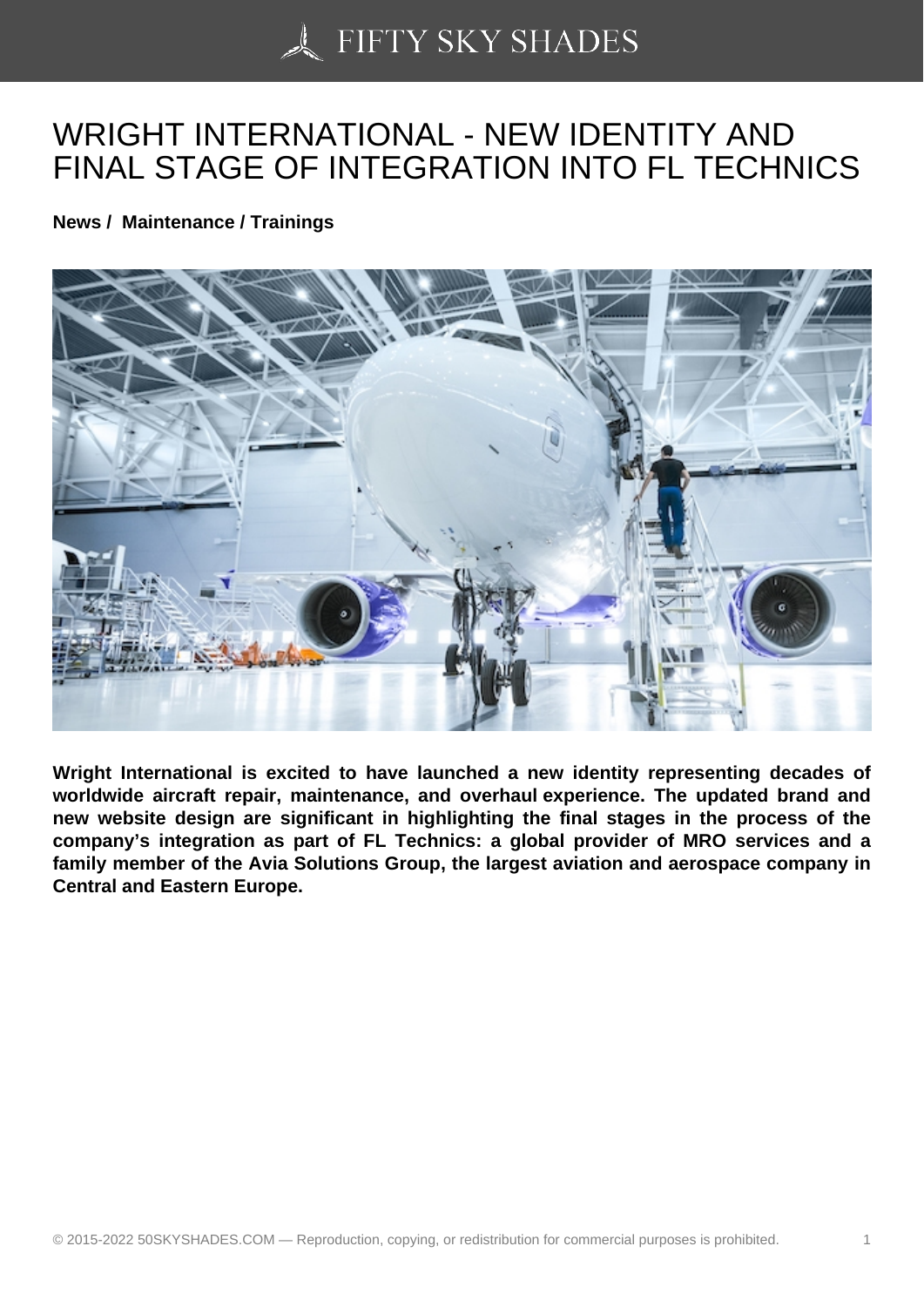# WRIGHT INTERNATIONAL - NEW IDENTITY AND FINAL STAGE OF INTEGRATION INTO FL TECHNICS

**News / Maintenance / Trainings**

**Wright International is excited to have launched a new identity representing decades of worldwide aircraft repair, maintenance, and overhaul experience. The updated brand and new website design are significant in highlighting the final stages in the process of the company's integration as part of FL Technics: a global provider of MRO services and a family member of the Avia Solutions Group, the largest aviation and aerospace company in Central and Eastern Europe.**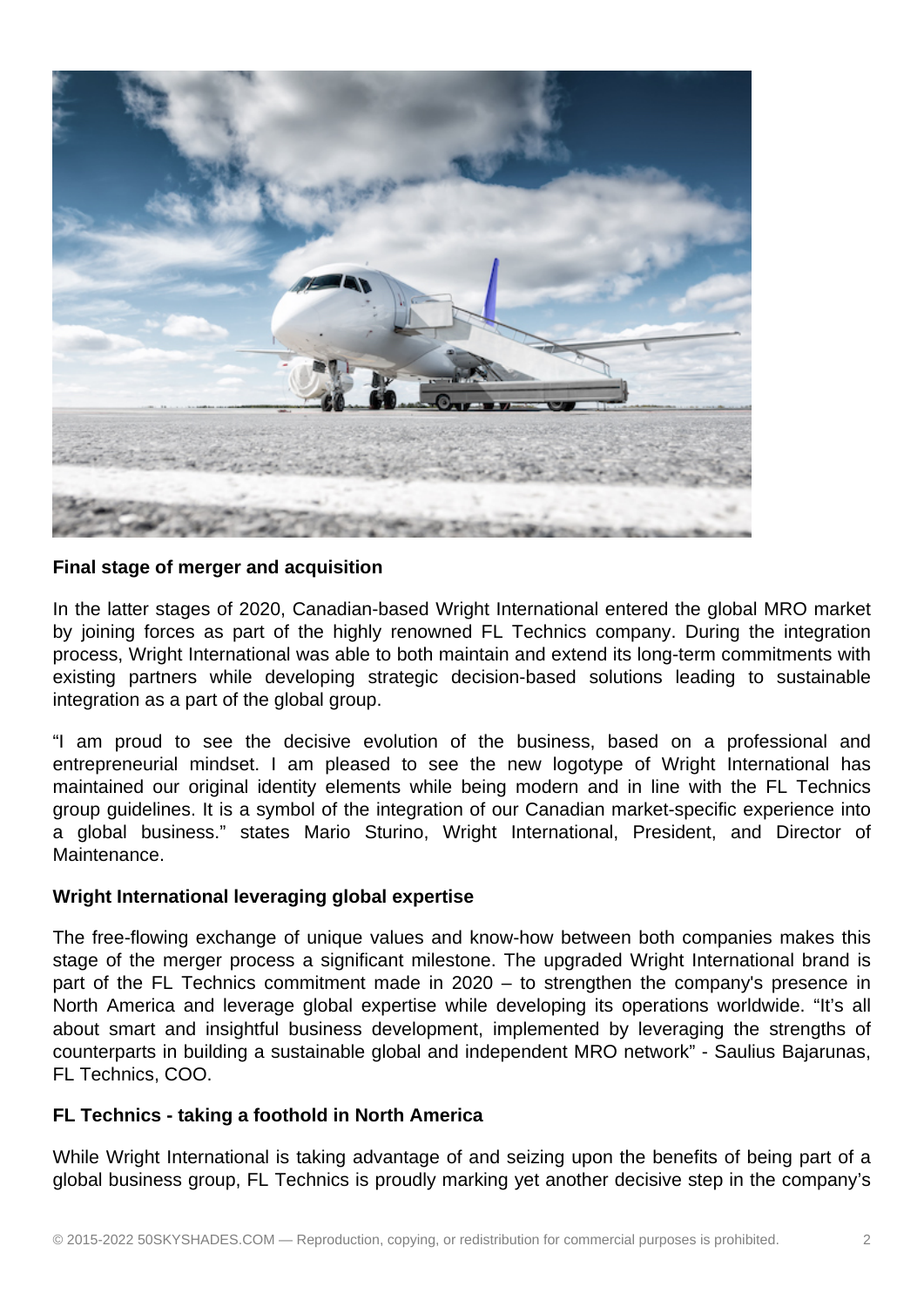## Final stage of merger and acquisition

In the latter stages of 2020, Canadian-based Wright International entered the global MRO market by joining forces as part of the highly renowned FL Technics company. During the integration process, Wright International was able to both maintain and extend its long-term commitments with existing partners while developing strategic decision-based solutions leading to sustainable integration as a part of the global group.

"I am proud to see the decisive evolution of the business, based on a professional and entrepreneurial mindset. I am pleased to see the new logotype of Wright International has maintained our original identity elements while being modern and in line with the FL Technics group guidelines. It is a symbol of the integration of our Canadian market-specific experience into a global business." states Mario Sturino, Wright International, President, and Director of Maintenance.

## Wright International leveraging global expertise

The free-flowing exchange of unique values and know-how between both companies makes this stage of the merger process a significant milestone. The upgraded Wright International brand is part of the FL Technics commitment made in 2020 – to strengthen the company's presence in North America and leverage global expertise while developing its operations worldwide. "It's all about smart and insightful business development, implemented by leveraging the strengths of counterparts in building a sustainable global and independent MRO network" - Saulius Bajarunas, FL Technics, COO.

## FL Technics - taking a foothold in North America

While Wright International is taking advantage of and seizing upon the benefits of being part of a global business group, FL Technics is proudly marking yet another decisive step in the company's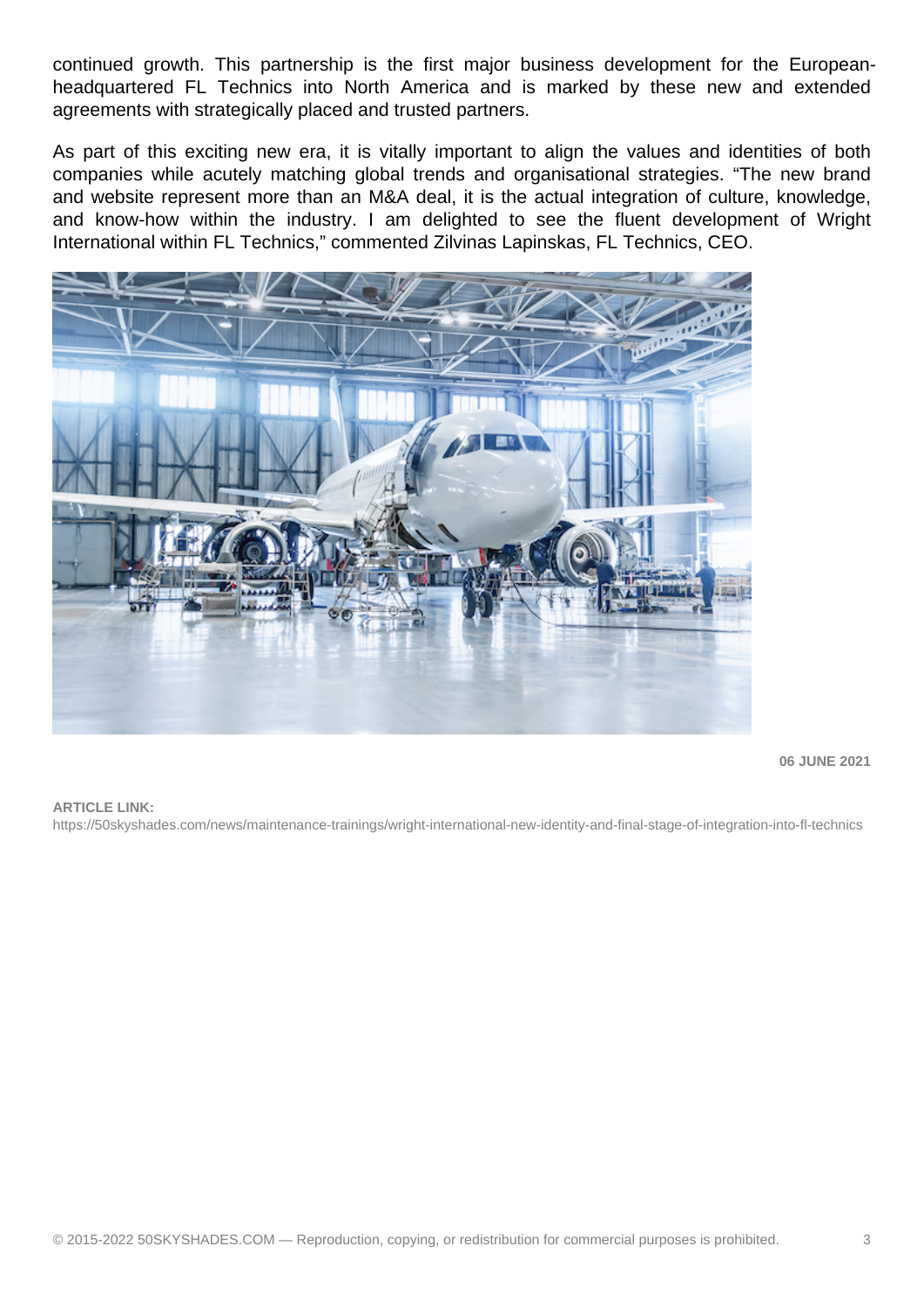continued growth. This partnership is the first major business development for the European-headquartered FL Technics into North America and is marked by these new and extended agreements with strategically placed and trusted partners.

As part of this exciting new era, it is vitally important to align the values and identities of both companies while acutely matching global trends and organisational strategies. “The new brand and website represent more than an M&A deal, it is the actual integration of culture, knowledge, and know-how within the industry. I am delighted to see the fluent development of Wright International within FL Technics,” commented Zilvinas Lapinskas, FL Technics, CEO.

**06 JUNE 2021**

**ARTICLE LINK:**
https://50skyshades.com/news/maintenance-trainings/wright-international-new-identity-and-final-stage-of-integration-into-fl-technics

© 2015-2022 50SKYSHADES.COM — Reproduction, copying, or redistribution for commercial purposes is prohibited.